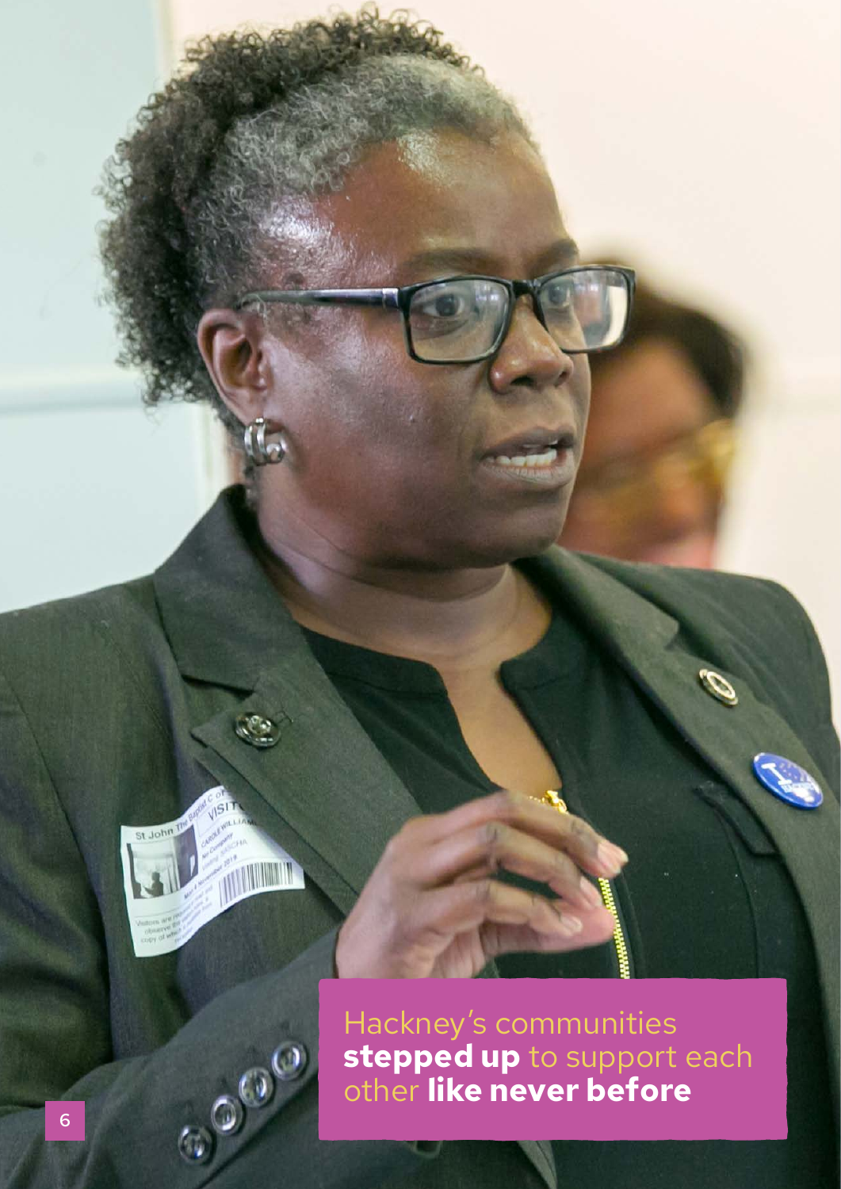Hackney's communities **stepped up** to support each other **like never before**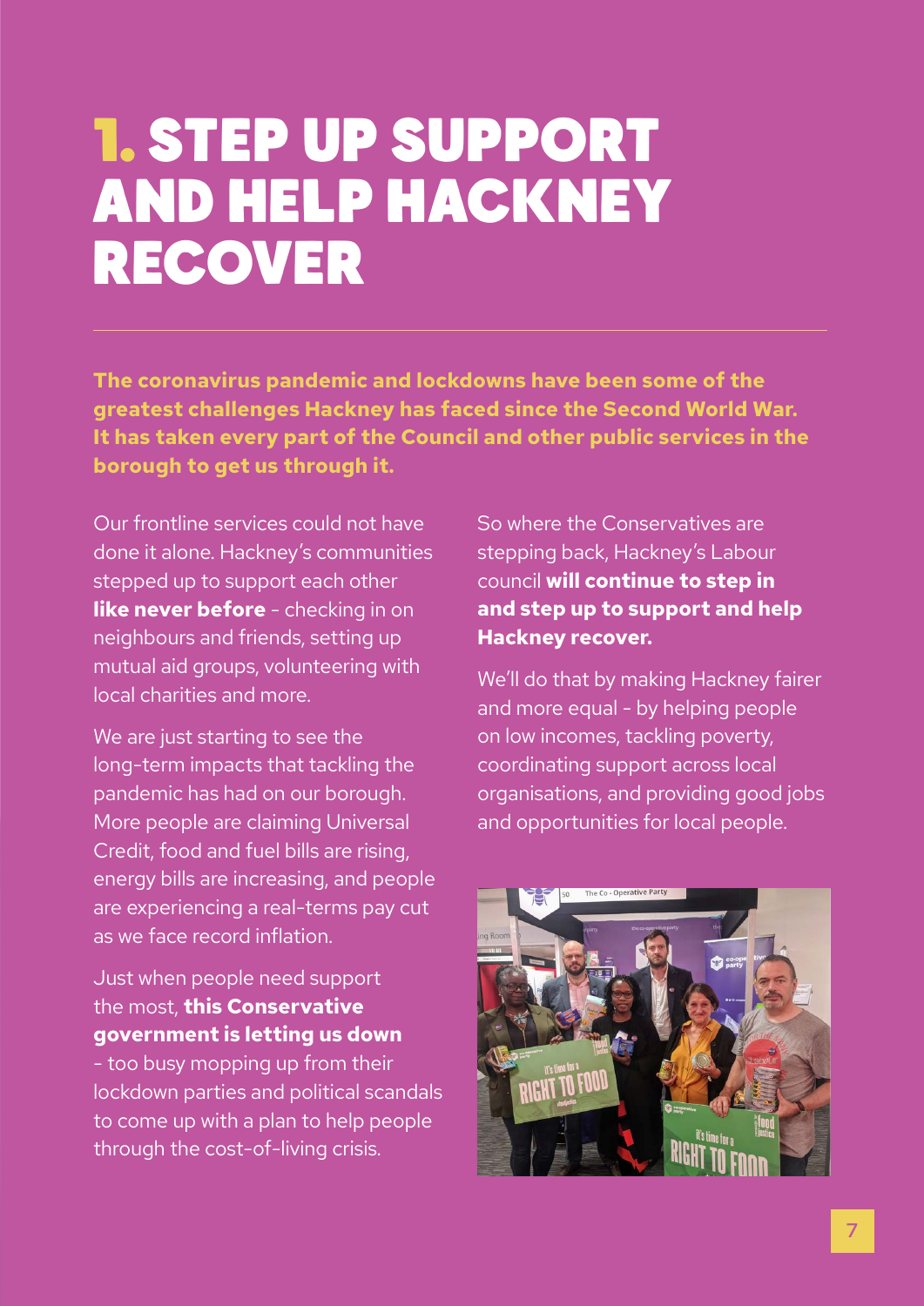# 1. STEP UP SUPPORT AND HELP HACKNEY RECOVER

**The coronavirus pandemic and lockdowns have been some of the greatest challenges Hackney has faced since the Second World War. It has taken every part of the Council and other public services in the borough to get us through it.**

Our frontline services could not have done it alone. Hackney's communities stepped up to support each other **like never before** - checking in on neighbours and friends, setting up mutual aid groups, volunteering with local charities and more.

We are just starting to see the long-term impacts that tackling the pandemic has had on our borough. More people are claiming Universal Credit, food and fuel bills are rising, energy bills are increasing, and people are experiencing a real-terms pay cut as we face record inflation.

Just when people need support the most, **this Conservative government is letting us down** - too busy mopping up from their lockdown parties and political scandals to come up with a plan to help people through the cost-of-living crisis.

So where the Conservatives are stepping back, Hackney's Labour council **will continue to step in and step up to support and help Hackney recover.**

We'll do that by making Hackney fairer and more equal - by helping people on low incomes, tackling poverty, coordinating support across local organisations, and providing good jobs and opportunities for local people.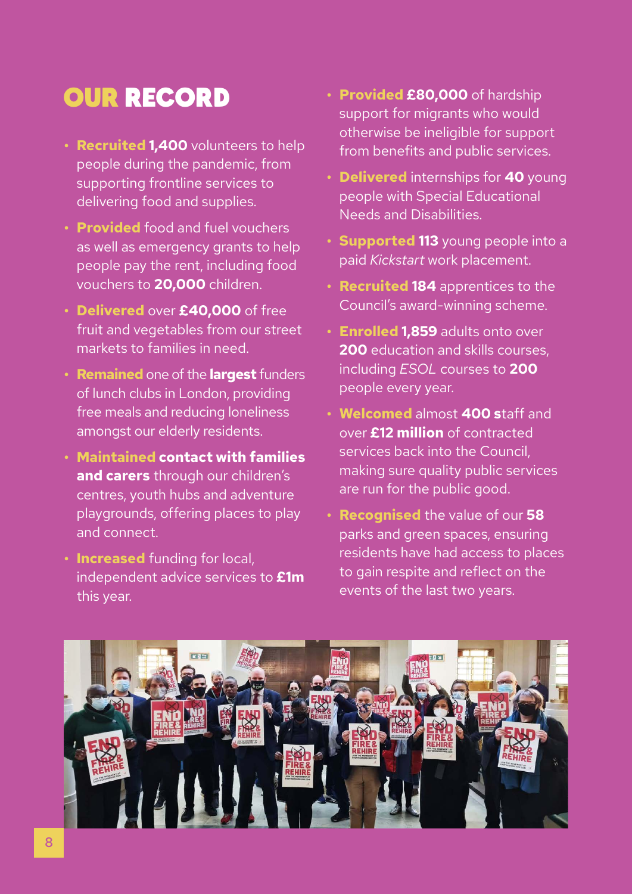# OUR RECORD

- **Recruited 1,400** volunteers to help people during the pandemic, from supporting frontline services to delivering food and supplies.
- **Provided** food and fuel vouchers as well as emergency grants to help people pay the rent, including food vouchers to **20,000** children.
- **Delivered** over **£40,000** of free fruit and vegetables from our street markets to families in need.
- **Remained** one of the **largest** funders of lunch clubs in London, providing free meals and reducing loneliness amongst our elderly residents.
- **Maintained contact with families and carers** through our children's centres, youth hubs and adventure playgrounds, offering places to play and connect.
- **Increased** funding for local, independent advice services to **£1m** this year.
- **Provided £80,000** of hardship support for migrants who would otherwise be ineligible for support from benefits and public services.
- **Delivered** internships for **40** young people with Special Educational Needs and Disabilities.
- **Supported 113** young people into a paid *Kickstart* work placement.
- **Recruited 184** apprentices to the Council's award-winning scheme.
- **Enrolled 1,859** adults onto over **200** education and skills courses, including *ESOL* courses to **200** people every year.
- **Welcomed** almost **400 s**taff and over **£12 million** of contracted services back into the Council, making sure quality public services are run for the public good.
- **Recognised** the value of our **58** parks and green spaces, ensuring residents have had access to places to gain respite and reflect on the events of the last two years.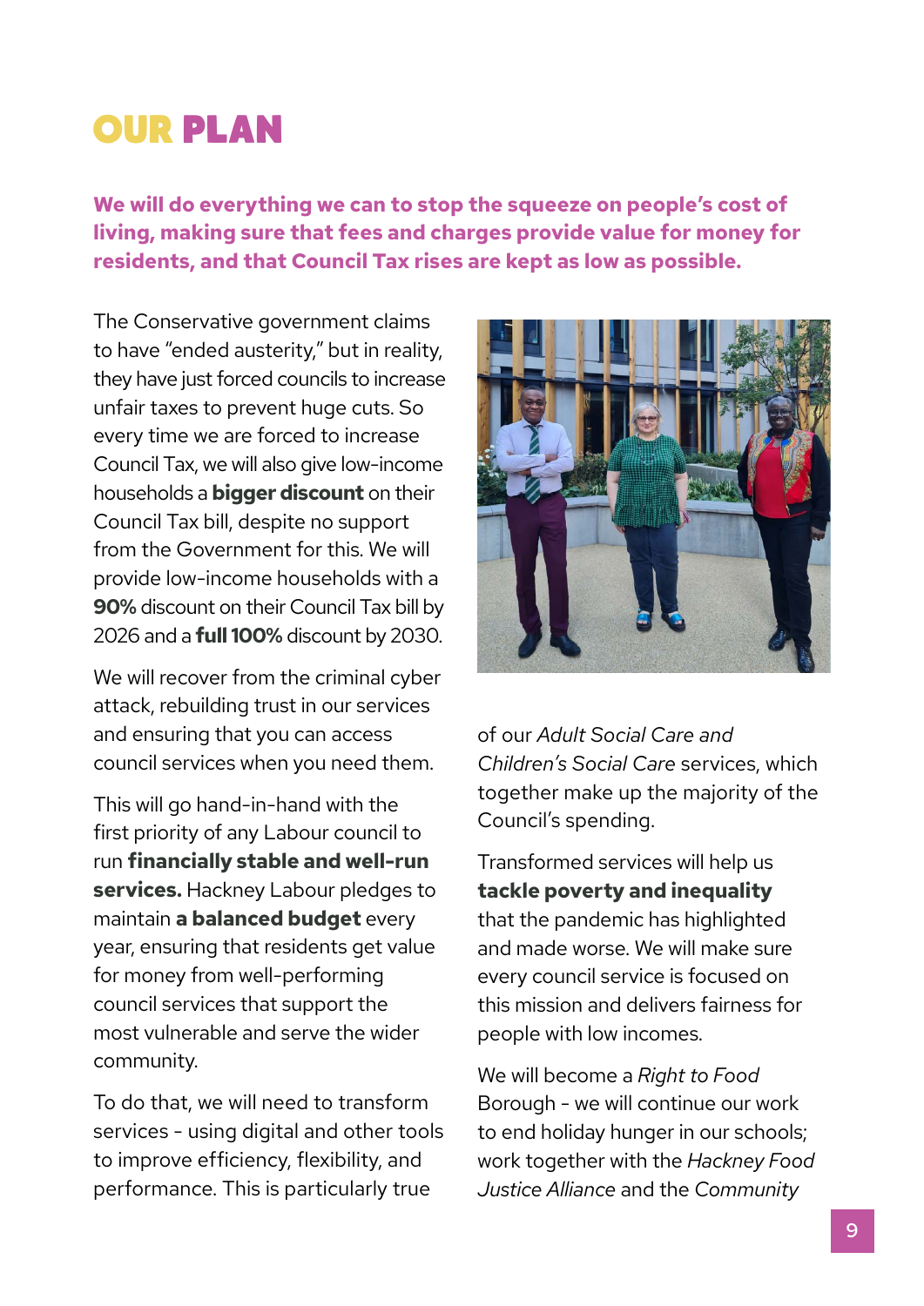# OUR PLAN

**We will do everything we can to stop the squeeze on people's cost of living, making sure that fees and charges provide value for money for residents, and that Council Tax rises are kept as low as possible.**

The Conservative government claims to have "ended austerity," but in reality, they have just forced councils to increase unfair taxes to prevent huge cuts. So every time we are forced to increase Council Tax, we will also give low-income households a **bigger discount** on their Council Tax bill, despite no support from the Government for this. We will provide low-income households with a **90%** discount on their Council Tax bill by 2026 and a **full 100%** discount by 2030.

We will recover from the criminal cyber attack, rebuilding trust in our services and ensuring that you can access council services when you need them.

This will go hand-in-hand with the first priority of any Labour council to run **financially stable and well-run services.** Hackney Labour pledges to maintain **a balanced budget** every year, ensuring that residents get value for money from well-performing council services that support the most vulnerable and serve the wider community.

To do that, we will need to transform services - using digital and other tools to improve efficiency, flexibility, and performance. This is particularly true of our *Adult Social Care and Children's Social Care* services, which together make up the majority of the Council's spending.

Transformed services will help us **tackle poverty and inequality** that the pandemic has highlighted and made worse. We will make sure every council service is focused on this mission and delivers fairness for people with low incomes.

We will become a *Right to Food* Borough - we will continue our work to end holiday hunger in our schools; work together with the *Hackney Food Justice Alliance* and the *Community*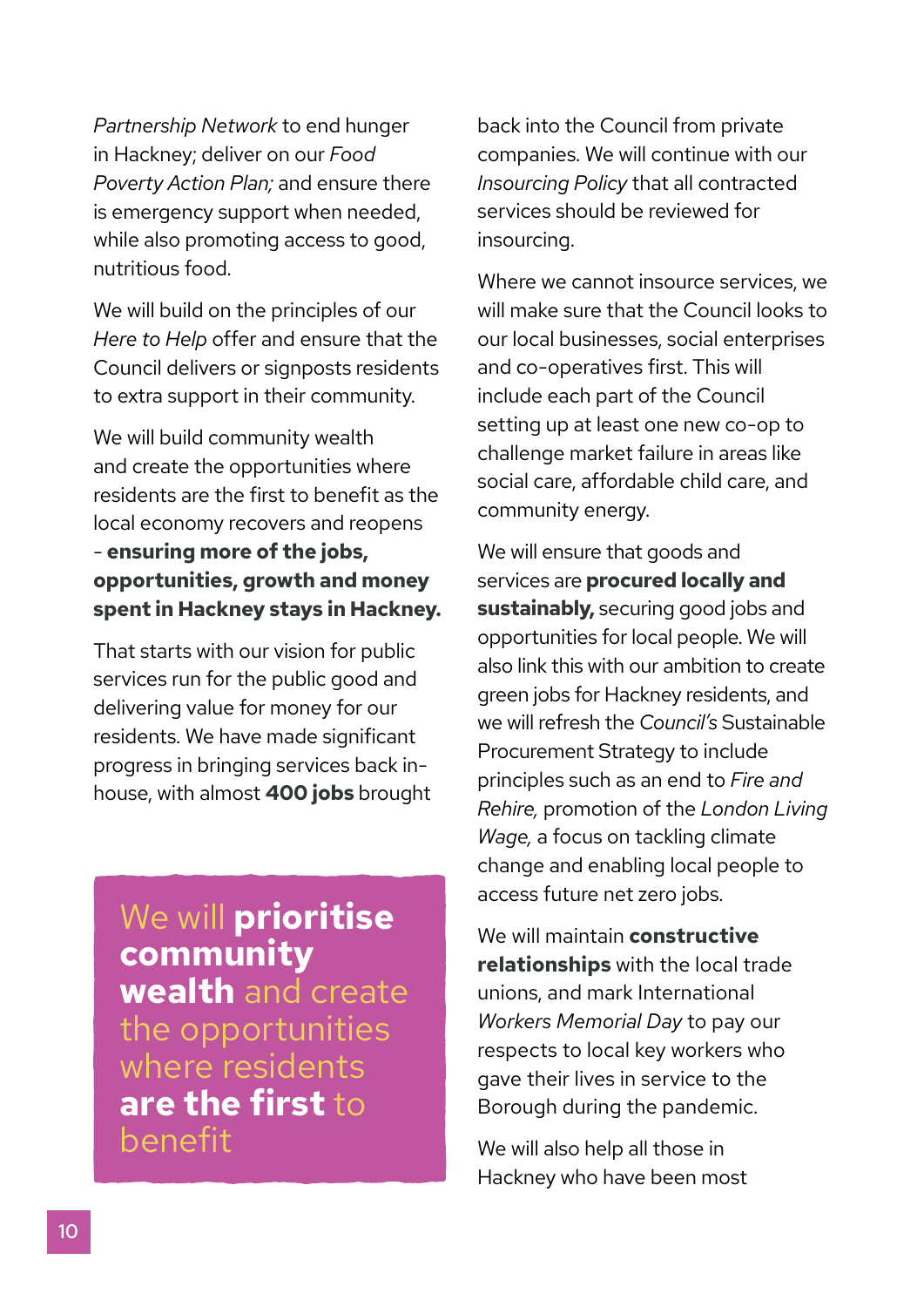*Partnership Network* to end hunger in Hackney; deliver on our *Food Poverty Action Plan;* and ensure there is emergency support when needed, while also promoting access to good, nutritious food.

We will build on the principles of our *Here to Help* offer and ensure that the Council delivers or signposts residents to extra support in their community.

We will build community wealth and create the opportunities where residents are the first to benefit as the local economy recovers and reopens - **ensuring more of the jobs, opportunities, growth and money spent in Hackney stays in Hackney.**

That starts with our vision for public services run for the public good and delivering value for money for our residents. We have made significant progress in bringing services back in-house, with almost **400 jobs** brought back into the Council from private companies. We will continue with our *Insourcing Policy* that all contracted services should be reviewed for insourcing.

> We will **prioritise community wealth** and create the opportunities where residents **are the first** to benefit

Where we cannot insource services, we will make sure that the Council looks to our local businesses, social enterprises and co-operatives first. This will include each part of the Council setting up at least one new co-op to challenge market failure in areas like social care, affordable child care, and community energy.

We will ensure that goods and services are **procured locally and sustainably,** securing good jobs and opportunities for local people. We will also link this with our ambition to create green jobs for Hackney residents, and we will refresh the *Council's* Sustainable Procurement Strategy to include principles such as an end to *Fire and Rehire,* promotion of the *London Living Wage,* a focus on tackling climate change and enabling local people to access future net zero jobs.

We will maintain **constructive relationships** with the local trade unions, and mark International *Workers Memorial Day* to pay our respects to local key workers who gave their lives in service to the Borough during the pandemic.

We will also help all those in Hackney who have been most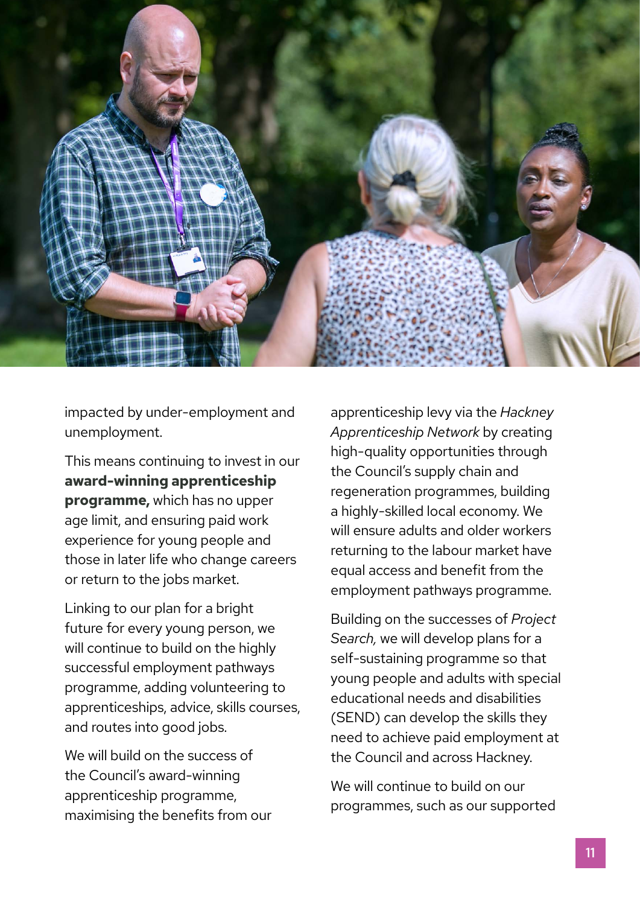impacted by under-employment and unemployment.

This means continuing to invest in our **award-winning apprenticeship programme,** which has no upper age limit, and ensuring paid work experience for young people and those in later life who change careers or return to the jobs market.

Linking to our plan for a bright future for every young person, we will continue to build on the highly successful employment pathways programme, adding volunteering to apprenticeships, advice, skills courses, and routes into good jobs.

We will build on the success of the Council's award-winning apprenticeship programme, maximising the benefits from our apprenticeship levy via the *Hackney Apprenticeship Network* by creating high-quality opportunities through the Council's supply chain and regeneration programmes, building a highly-skilled local economy. We will ensure adults and older workers returning to the labour market have equal access and benefit from the employment pathways programme.

Building on the successes of *Project Search,* we will develop plans for a self-sustaining programme so that young people and adults with special educational needs and disabilities (SEND) can develop the skills they need to achieve paid employment at the Council and across Hackney.

We will continue to build on our programmes, such as our supported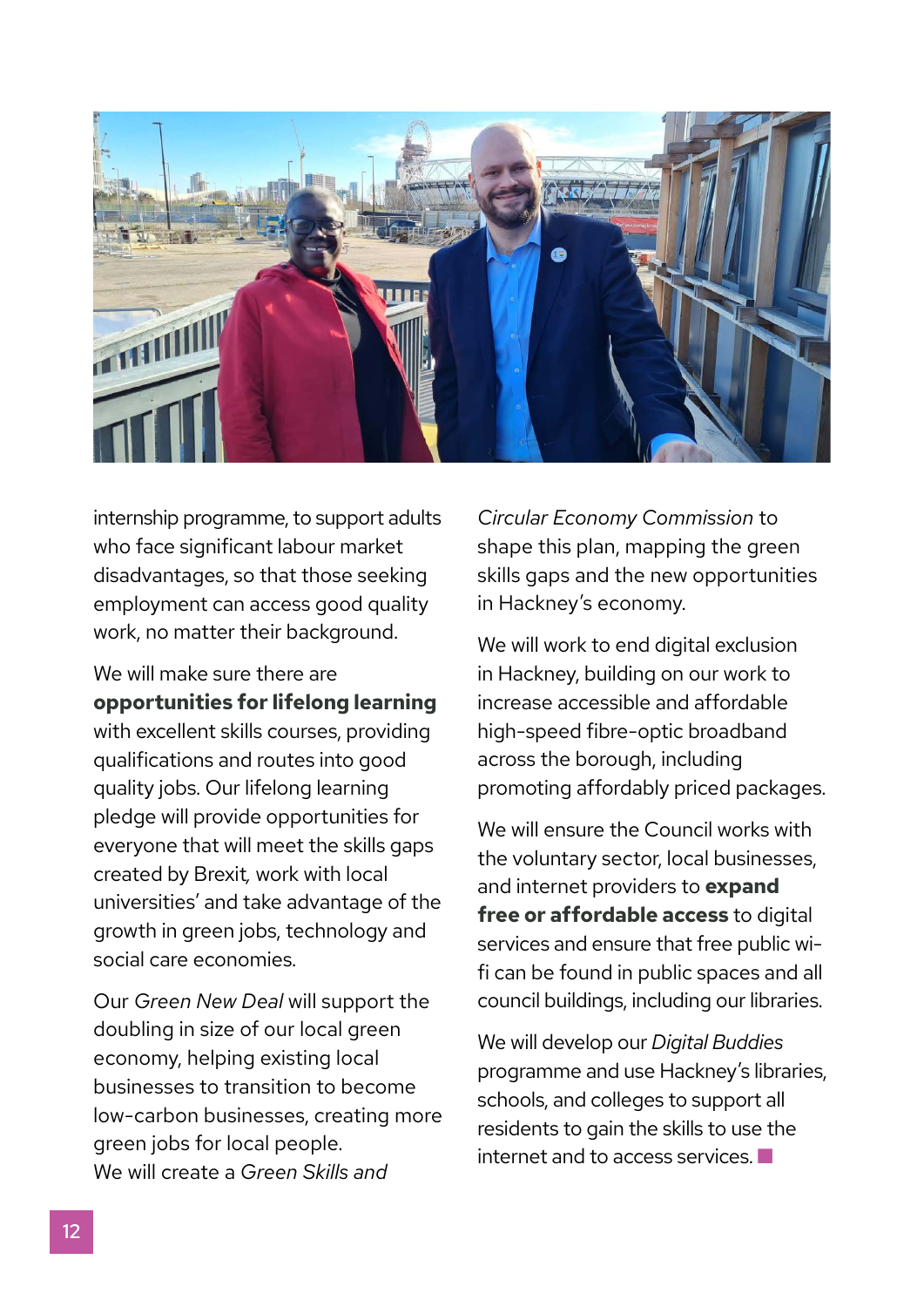internship programme, to support adults who face significant labour market disadvantages, so that those seeking employment can access good quality work, no matter their background.

We will make sure there are **opportunities for lifelong learning** with excellent skills courses, providing qualifications and routes into good quality jobs. Our lifelong learning pledge will provide opportunities for everyone that will meet the skills gaps created by Brexit, work with local universities' and take advantage of the growth in green jobs, technology and social care economies.

Our *Green New Deal* will support the doubling in size of our local green economy, helping existing local businesses to transition to become low-carbon businesses, creating more green jobs for local people.
We will create a *Green Skills and Circular Economy Commission* to shape this plan, mapping the green skills gaps and the new opportunities in Hackney's economy.

We will work to end digital exclusion in Hackney, building on our work to increase accessible and affordable high-speed fibre-optic broadband across the borough, including promoting affordably priced packages.

We will ensure the Council works with the voluntary sector, local businesses, and internet providers to **expand free or affordable access** to digital services and ensure that free public wi-fi can be found in public spaces and all council buildings, including our libraries.

We will develop our *Digital Buddies* programme and use Hackney's libraries, schools, and colleges to support all residents to gain the skills to use the internet and to access services.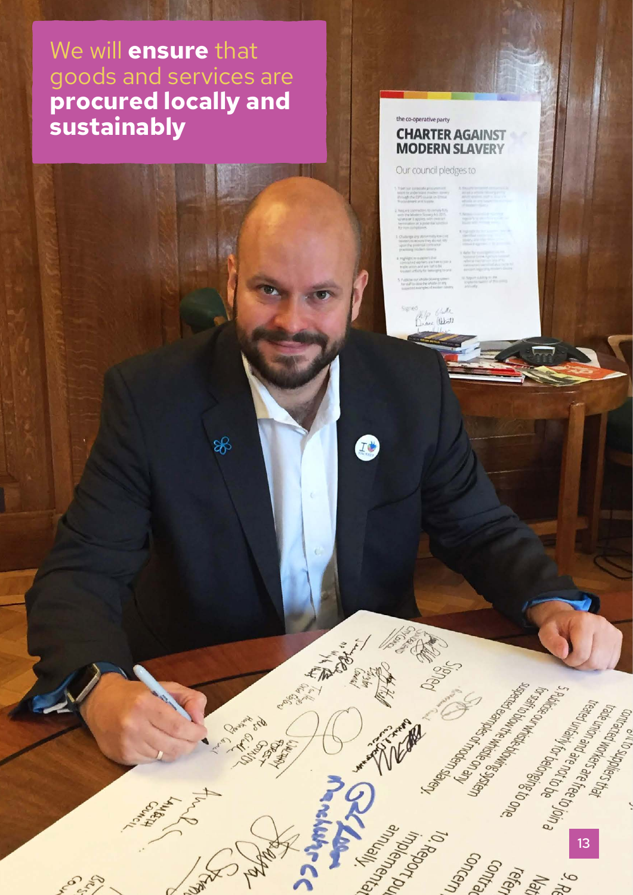We will **ensure** that goods and services are **procured locally and sustainably**